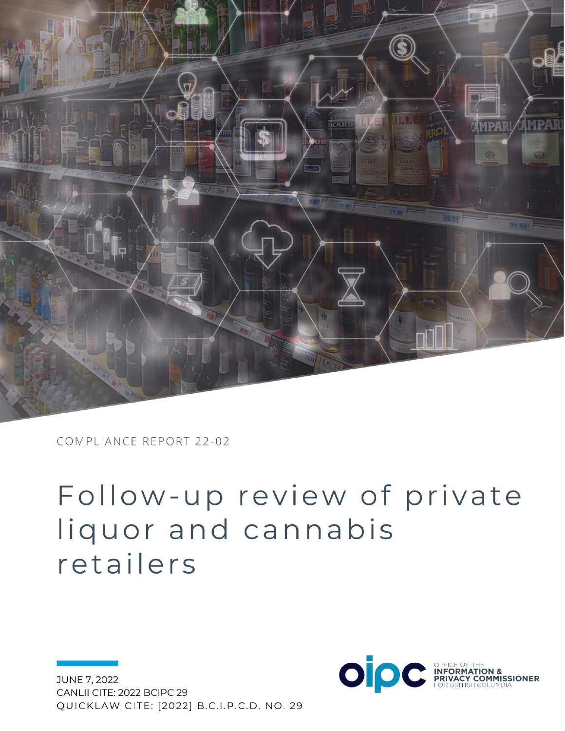COMPLIANCE REPORT 22-02

# Follow-up review of private liquor and cannabis retailers

JUNE 7, 2022
CANLII CITE: 2022 BCIPC 29
QUICKLAW CITE: [2022] B.C.I.P.C.D. NO. 29

OFFICE OF THE INFORMATION & PRIVACY COMMISSIONER FOR BRITISH COLUMBIA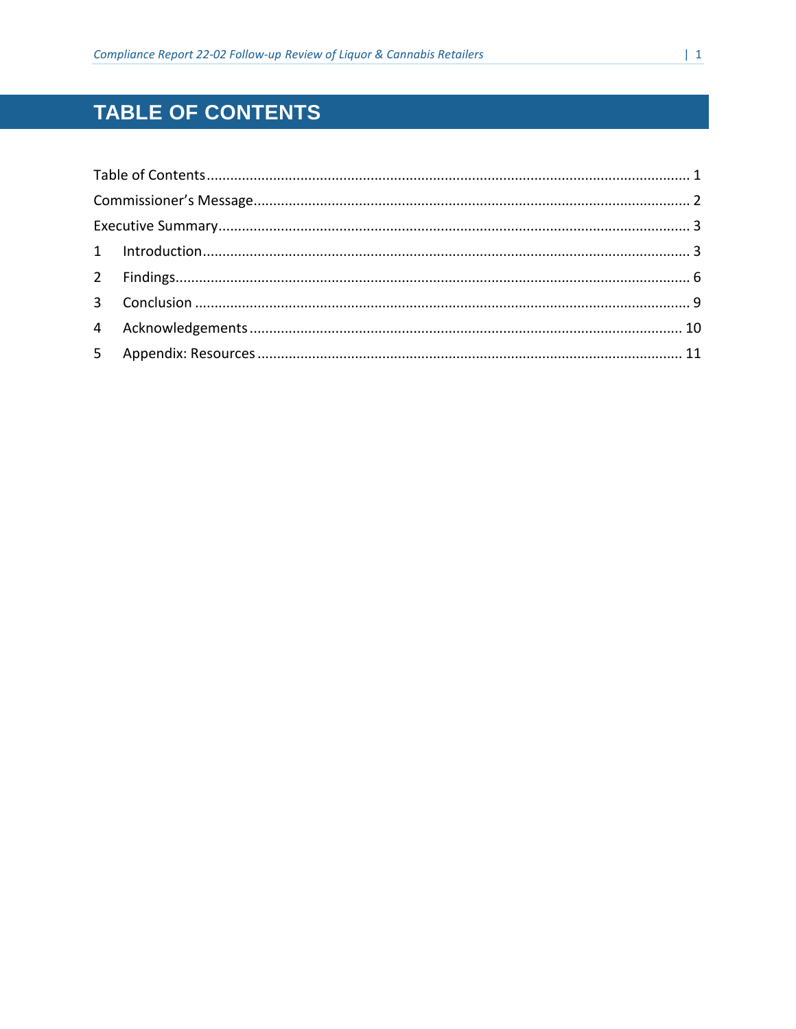# TABLE OF CONTENTS

Table of Contents ........................................................................................................................ 1

Commissioner's Message.............................................................................................................. 2

Executive Summary....................................................................................................................... 3

1 Introduction.......................................................................................................................... 3

2 Findings.................................................................................................................................. 6

3 Conclusion ............................................................................................................................. 9

4 Acknowledgements ............................................................................................................. 10

5 Appendix: Resources ........................................................................................................... 11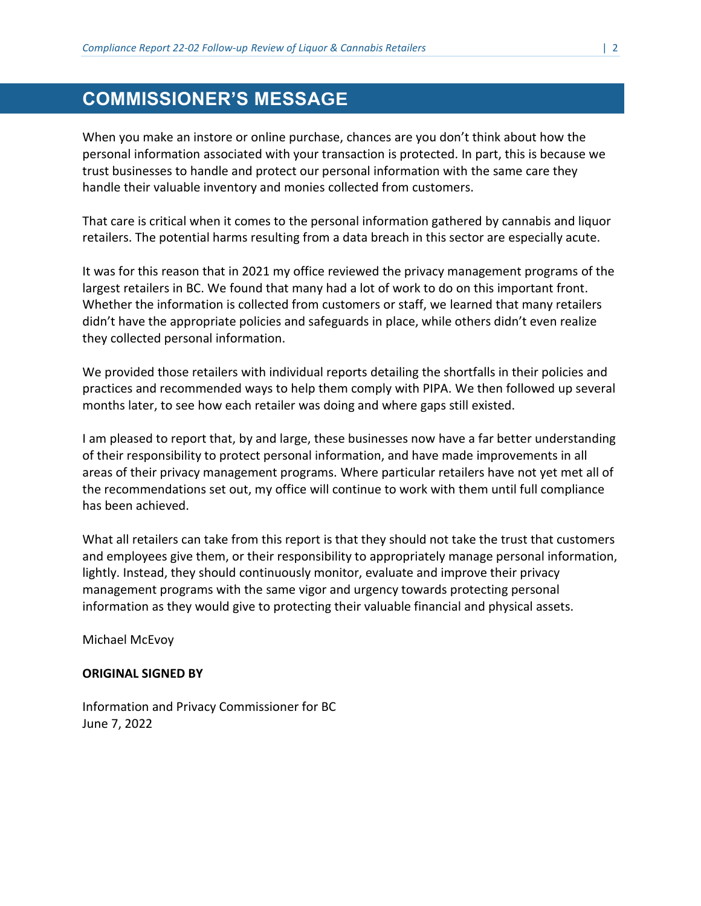# COMMISSIONER'S MESSAGE

When you make an instore or online purchase, chances are you don't think about how the personal information associated with your transaction is protected. In part, this is because we trust businesses to handle and protect our personal information with the same care they handle their valuable inventory and monies collected from customers.

That care is critical when it comes to the personal information gathered by cannabis and liquor retailers. The potential harms resulting from a data breach in this sector are especially acute.

It was for this reason that in 2021 my office reviewed the privacy management programs of the largest retailers in BC. We found that many had a lot of work to do on this important front. Whether the information is collected from customers or staff, we learned that many retailers didn't have the appropriate policies and safeguards in place, while others didn't even realize they collected personal information.

We provided those retailers with individual reports detailing the shortfalls in their policies and practices and recommended ways to help them comply with PIPA. We then followed up several months later, to see how each retailer was doing and where gaps still existed.

I am pleased to report that, by and large, these businesses now have a far better understanding of their responsibility to protect personal information, and have made improvements in all areas of their privacy management programs. Where particular retailers have not yet met all of the recommendations set out, my office will continue to work with them until full compliance has been achieved.

What all retailers can take from this report is that they should not take the trust that customers and employees give them, or their responsibility to appropriately manage personal information, lightly. Instead, they should continuously monitor, evaluate and improve their privacy management programs with the same vigor and urgency towards protecting personal information as they would give to protecting their valuable financial and physical assets.

Michael McEvoy

**ORIGINAL SIGNED BY**

Information and Privacy Commissioner for BC
June 7, 2022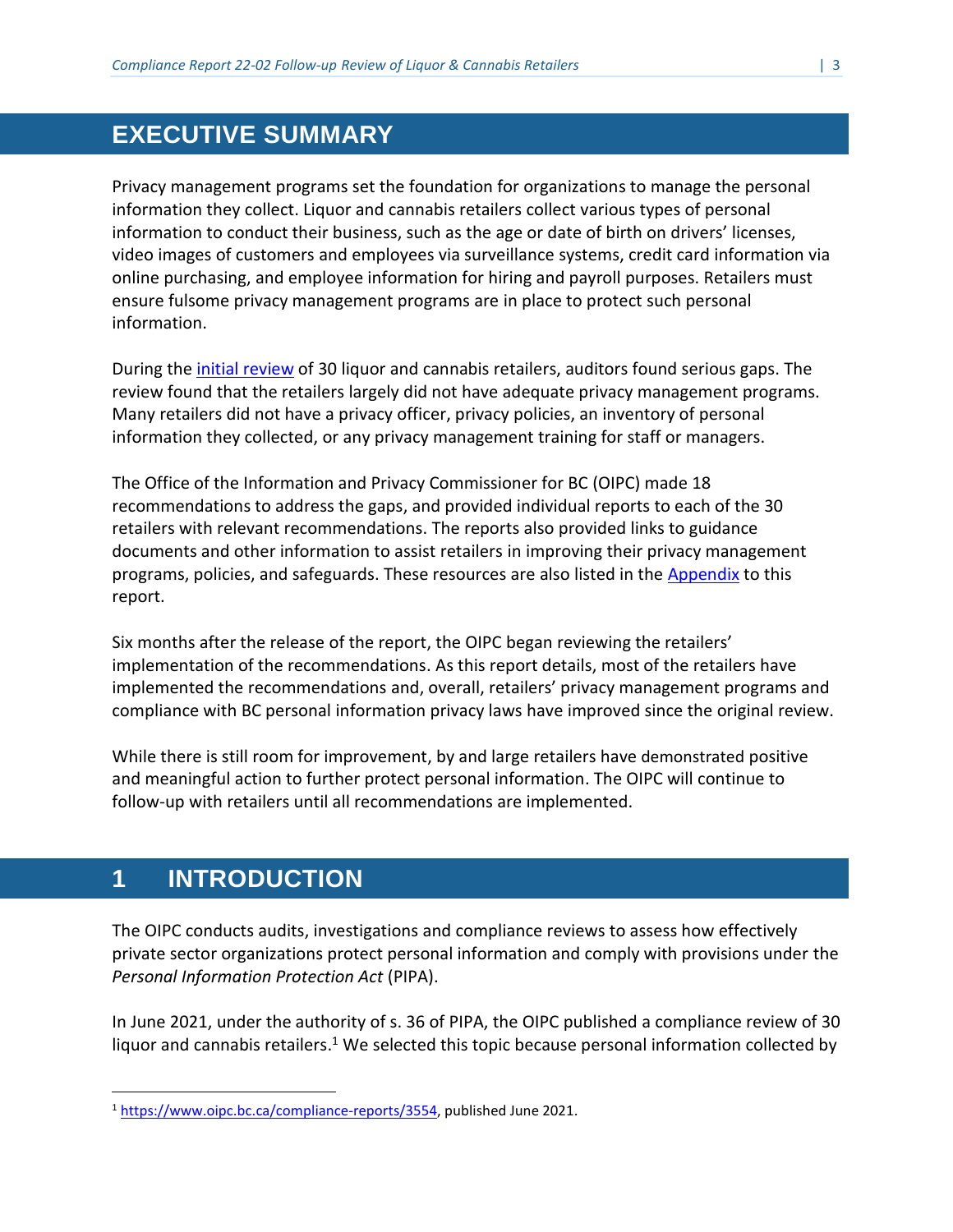# EXECUTIVE SUMMARY

Privacy management programs set the foundation for organizations to manage the personal information they collect. Liquor and cannabis retailers collect various types of personal information to conduct their business, such as the age or date of birth on drivers' licenses, video images of customers and employees via surveillance systems, credit card information via online purchasing, and employee information for hiring and payroll purposes. Retailers must ensure fulsome privacy management programs are in place to protect such personal information.

During the [initial review](https://www.oipc.bc.ca/compliance-reports/3554) of 30 liquor and cannabis retailers, auditors found serious gaps. The review found that the retailers largely did not have adequate privacy management programs. Many retailers did not have a privacy officer, privacy policies, an inventory of personal information they collected, or any privacy management training for staff or managers.

The Office of the Information and Privacy Commissioner for BC (OIPC) made 18 recommendations to address the gaps, and provided individual reports to each of the 30 retailers with relevant recommendations. The reports also provided links to guidance documents and other information to assist retailers in improving their privacy management programs, policies, and safeguards. These resources are also listed in the Appendix to this report.

Six months after the release of the report, the OIPC began reviewing the retailers' implementation of the recommendations. As this report details, most of the retailers have implemented the recommendations and, overall, retailers' privacy management programs and compliance with BC personal information privacy laws have improved since the original review.

While there is still room for improvement, by and large retailers have demonstrated positive and meaningful action to further protect personal information. The OIPC will continue to follow-up with retailers until all recommendations are implemented.

# 1 INTRODUCTION

The OIPC conducts audits, investigations and compliance reviews to assess how effectively private sector organizations protect personal information and comply with provisions under the *Personal Information Protection Act* (PIPA).

In June 2021, under the authority of s. 36 of PIPA, the OIPC published a compliance review of 30 liquor and cannabis retailers.[1] We selected this topic because personal information collected by

[1] https://www.oipc.bc.ca/compliance-reports/3554, published June 2021.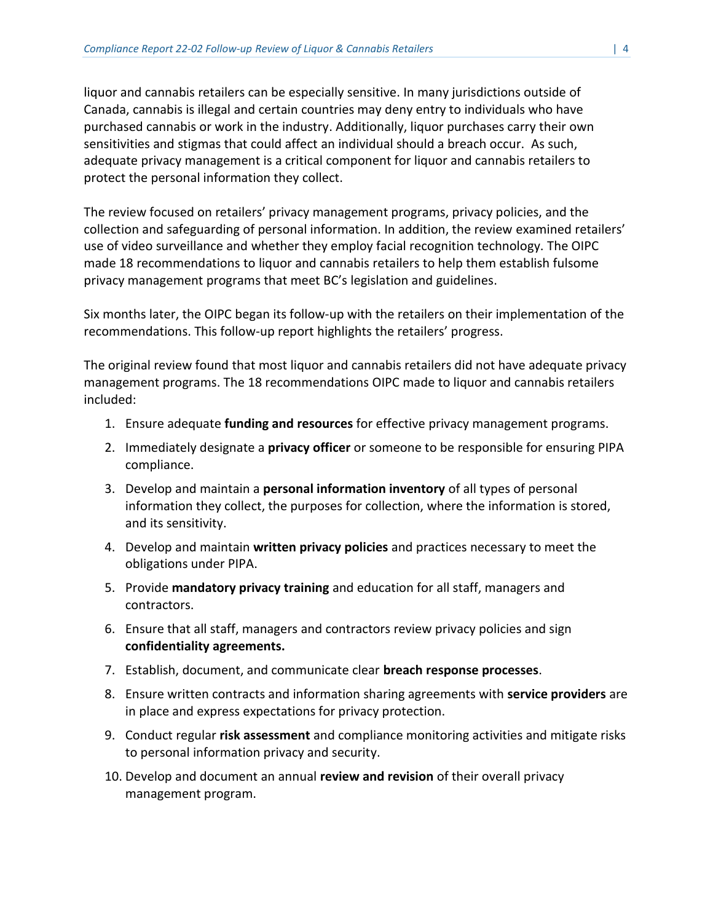liquor and cannabis retailers can be especially sensitive. In many jurisdictions outside of Canada, cannabis is illegal and certain countries may deny entry to individuals who have purchased cannabis or work in the industry. Additionally, liquor purchases carry their own sensitivities and stigmas that could affect an individual should a breach occur. As such, adequate privacy management is a critical component for liquor and cannabis retailers to protect the personal information they collect.

The review focused on retailers' privacy management programs, privacy policies, and the collection and safeguarding of personal information. In addition, the review examined retailers' use of video surveillance and whether they employ facial recognition technology. The OIPC made 18 recommendations to liquor and cannabis retailers to help them establish fulsome privacy management programs that meet BC's legislation and guidelines.

Six months later, the OIPC began its follow-up with the retailers on their implementation of the recommendations. This follow-up report highlights the retailers' progress.

The original review found that most liquor and cannabis retailers did not have adequate privacy management programs. The 18 recommendations OIPC made to liquor and cannabis retailers included:

1. Ensure adequate **funding and resources** for effective privacy management programs.
2. Immediately designate a **privacy officer** or someone to be responsible for ensuring PIPA compliance.
3. Develop and maintain a **personal information inventory** of all types of personal information they collect, the purposes for collection, where the information is stored, and its sensitivity.
4. Develop and maintain **written privacy policies** and practices necessary to meet the obligations under PIPA.
5. Provide **mandatory privacy training** and education for all staff, managers and contractors.
6. Ensure that all staff, managers and contractors review privacy policies and sign **confidentiality agreements.**
7. Establish, document, and communicate clear **breach response processes**.
8. Ensure written contracts and information sharing agreements with **service providers** are in place and express expectations for privacy protection.
9. Conduct regular **risk assessment** and compliance monitoring activities and mitigate risks to personal information privacy and security.
10. Develop and document an annual **review and revision** of their overall privacy management program.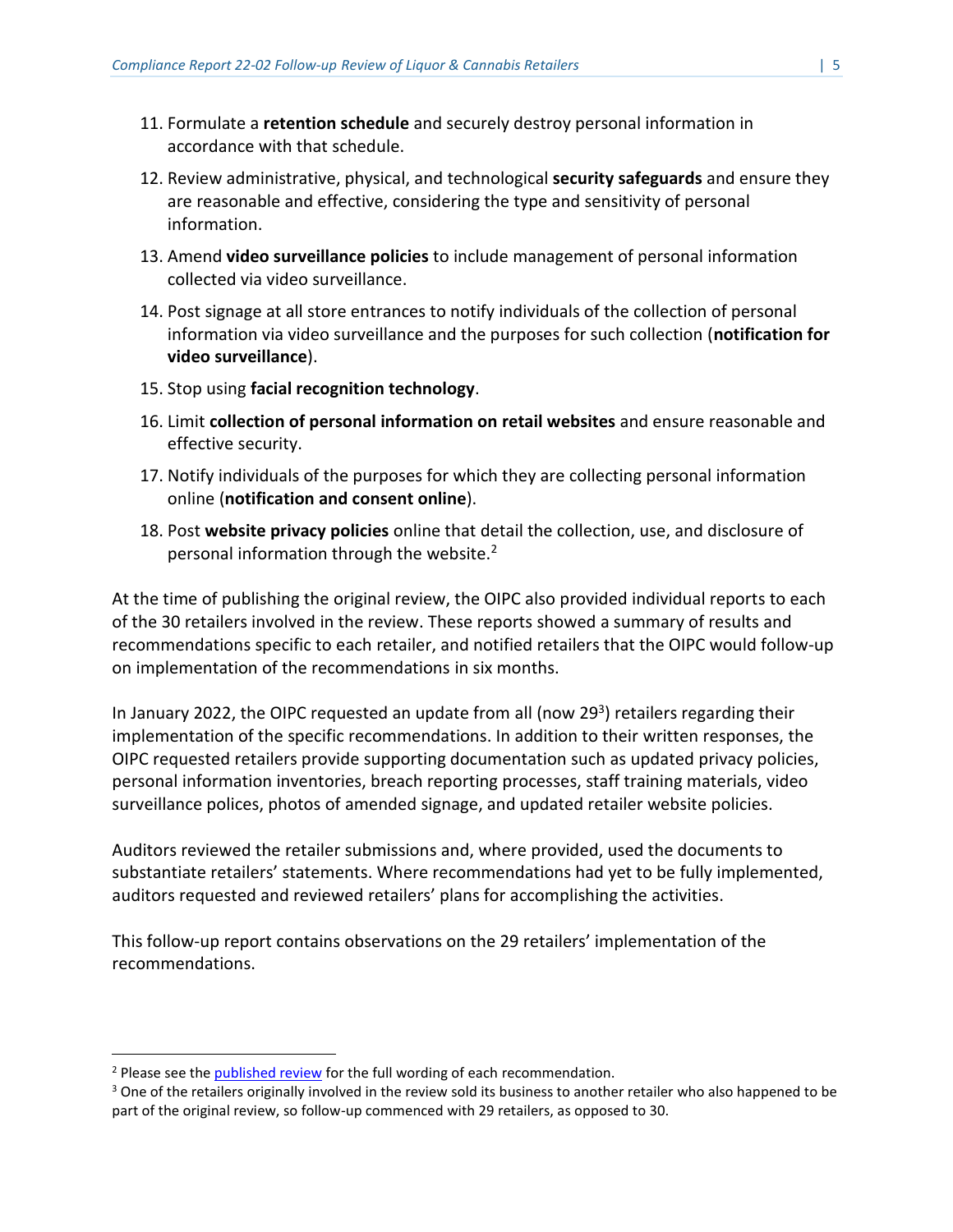11. Formulate a **retention schedule** and securely destroy personal information in accordance with that schedule.
12. Review administrative, physical, and technological **security safeguards** and ensure they are reasonable and effective, considering the type and sensitivity of personal information.
13. Amend **video surveillance policies** to include management of personal information collected via video surveillance.
14. Post signage at all store entrances to notify individuals of the collection of personal information via video surveillance and the purposes for such collection (**notification for video surveillance**).
15. Stop using **facial recognition technology**.
16. Limit **collection of personal information on retail websites** and ensure reasonable and effective security.
17. Notify individuals of the purposes for which they are collecting personal information online (**notification and consent online**).
18. Post **website privacy policies** online that detail the collection, use, and disclosure of personal information through the website.[2]

At the time of publishing the original review, the OIPC also provided individual reports to each of the 30 retailers involved in the review. These reports showed a summary of results and recommendations specific to each retailer, and notified retailers that the OIPC would follow-up on implementation of the recommendations in six months.

In January 2022, the OIPC requested an update from all (now 29[3]) retailers regarding their implementation of the specific recommendations. In addition to their written responses, the OIPC requested retailers provide supporting documentation such as updated privacy policies, personal information inventories, breach reporting processes, staff training materials, video surveillance polices, photos of amended signage, and updated retailer website policies.

Auditors reviewed the retailer submissions and, where provided, used the documents to substantiate retailers' statements. Where recommendations had yet to be fully implemented, auditors requested and reviewed retailers' plans for accomplishing the activities.

This follow-up report contains observations on the 29 retailers' implementation of the recommendations.

---

[2] Please see the published review for the full wording of each recommendation.

[3] One of the retailers originally involved in the review sold its business to another retailer who also happened to be part of the original review, so follow-up commenced with 29 retailers, as opposed to 30.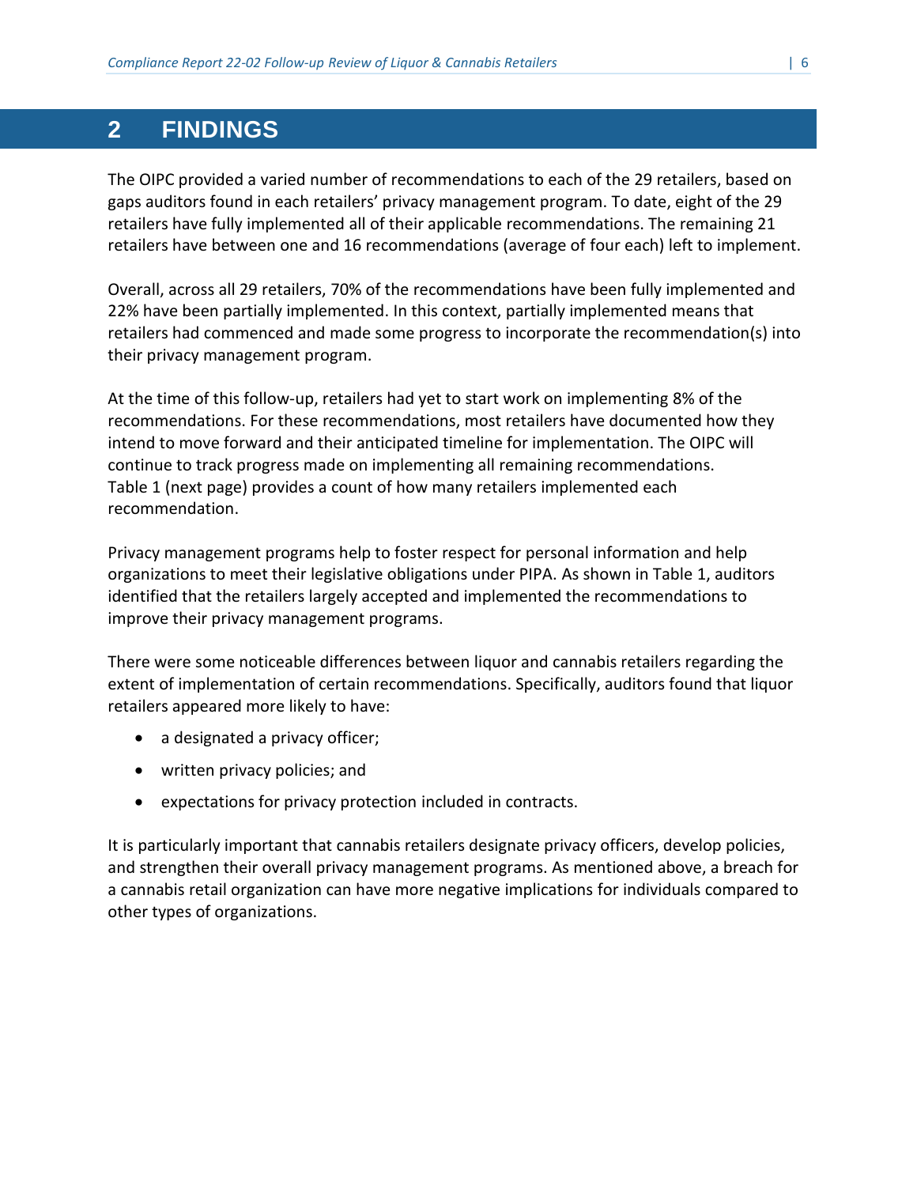# 2 FINDINGS

The OIPC provided a varied number of recommendations to each of the 29 retailers, based on gaps auditors found in each retailers' privacy management program. To date, eight of the 29 retailers have fully implemented all of their applicable recommendations. The remaining 21 retailers have between one and 16 recommendations (average of four each) left to implement.

Overall, across all 29 retailers, 70% of the recommendations have been fully implemented and 22% have been partially implemented. In this context, partially implemented means that retailers had commenced and made some progress to incorporate the recommendation(s) into their privacy management program.

At the time of this follow-up, retailers had yet to start work on implementing 8% of the recommendations. For these recommendations, most retailers have documented how they intend to move forward and their anticipated timeline for implementation. The OIPC will continue to track progress made on implementing all remaining recommendations. Table 1 (next page) provides a count of how many retailers implemented each recommendation.

Privacy management programs help to foster respect for personal information and help organizations to meet their legislative obligations under PIPA. As shown in Table 1, auditors identified that the retailers largely accepted and implemented the recommendations to improve their privacy management programs.

There were some noticeable differences between liquor and cannabis retailers regarding the extent of implementation of certain recommendations. Specifically, auditors found that liquor retailers appeared more likely to have:

- a designated a privacy officer;
- written privacy policies; and
- expectations for privacy protection included in contracts.

It is particularly important that cannabis retailers designate privacy officers, develop policies, and strengthen their overall privacy management programs. As mentioned above, a breach for a cannabis retail organization can have more negative implications for individuals compared to other types of organizations.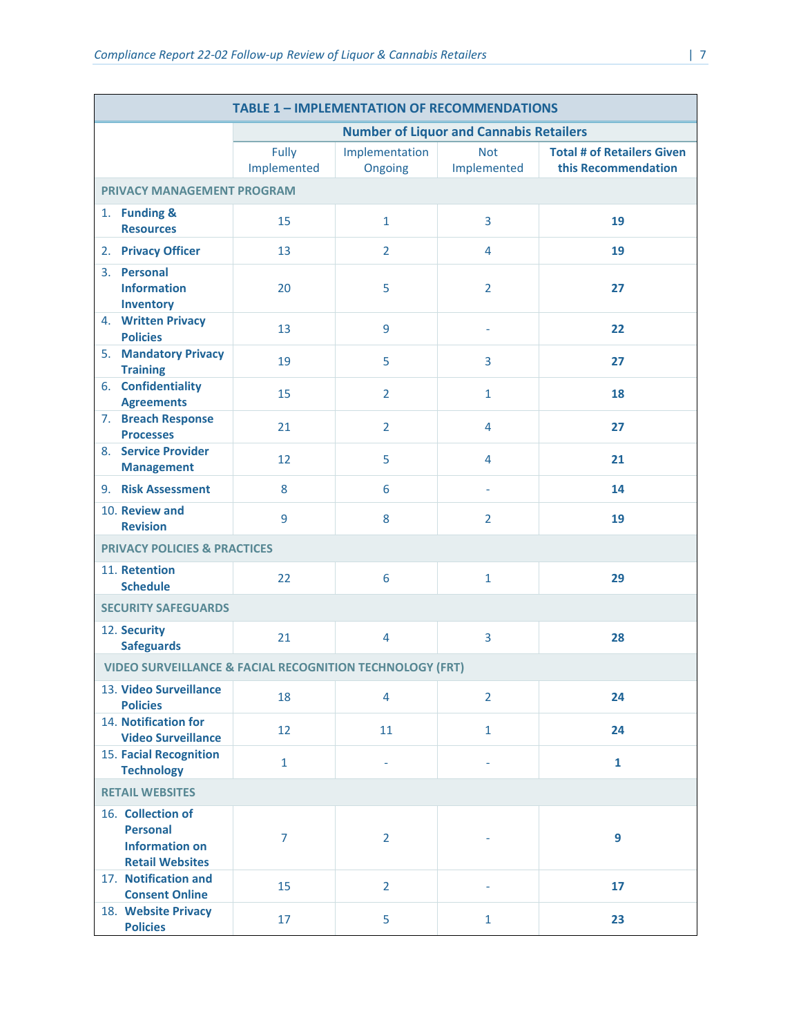| TABLE 1 – IMPLEMENTATION OF RECOMMENDATIONS | | | | |
|---|---|---|---|---|
| | Number of Liquor and Cannabis Retailers | | | |
| | Fully Implemented | Implementation Ongoing | Not Implemented | Total # of Retailers Given this Recommendation |
| PRIVACY MANAGEMENT PROGRAM | | | | |
| 1. Funding & Resources | 15 | 1 | 3 | 19 |
| 2. Privacy Officer | 13 | 2 | 4 | 19 |
| 3. Personal Information Inventory | 20 | 5 | 2 | 27 |
| 4. Written Privacy Policies | 13 | 9 | - | 22 |
| 5. Mandatory Privacy Training | 19 | 5 | 3 | 27 |
| 6. Confidentiality Agreements | 15 | 2 | 1 | 18 |
| 7. Breach Response Processes | 21 | 2 | 4 | 27 |
| 8. Service Provider Management | 12 | 5 | 4 | 21 |
| 9. Risk Assessment | 8 | 6 | - | 14 |
| 10. Review and Revision | 9 | 8 | 2 | 19 |
| PRIVACY POLICIES & PRACTICES | | | | |
| 11. Retention Schedule | 22 | 6 | 1 | 29 |
| SECURITY SAFEGUARDS | | | | |
| 12. Security Safeguards | 21 | 4 | 3 | 28 |
| VIDEO SURVEILLANCE & FACIAL RECOGNITION TECHNOLOGY (FRT) | | | | |
| 13. Video Surveillance Policies | 18 | 4 | 2 | 24 |
| 14. Notification for Video Surveillance | 12 | 11 | 1 | 24 |
| 15. Facial Recognition Technology | 1 | - | - | 1 |
| RETAIL WEBSITES | | | | |
| 16. Collection of Personal Information on Retail Websites | 7 | 2 | - | 9 |
| 17. Notification and Consent Online | 15 | 2 | - | 17 |
| 18. Website Privacy Policies | 17 | 5 | 1 | 23 |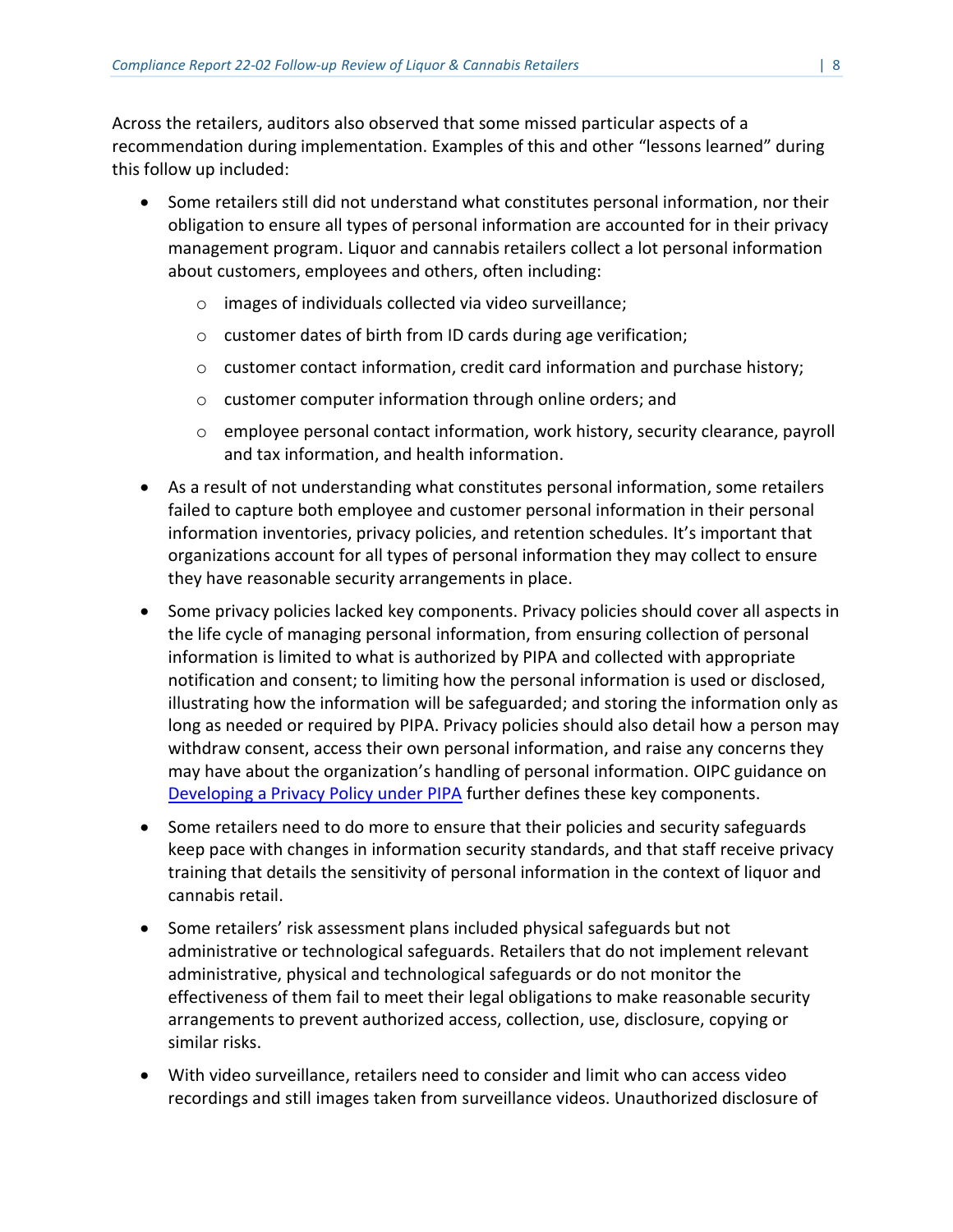Across the retailers, auditors also observed that some missed particular aspects of a recommendation during implementation. Examples of this and other "lessons learned" during this follow up included:

- Some retailers still did not understand what constitutes personal information, nor their obligation to ensure all types of personal information are accounted for in their privacy management program. Liquor and cannabis retailers collect a lot personal information about customers, employees and others, often including:
  - images of individuals collected via video surveillance;
  - customer dates of birth from ID cards during age verification;
  - customer contact information, credit card information and purchase history;
  - customer computer information through online orders; and
  - employee personal contact information, work history, security clearance, payroll and tax information, and health information.
- As a result of not understanding what constitutes personal information, some retailers failed to capture both employee and customer personal information in their personal information inventories, privacy policies, and retention schedules. It's important that organizations account for all types of personal information they may collect to ensure they have reasonable security arrangements in place.
- Some privacy policies lacked key components. Privacy policies should cover all aspects in the life cycle of managing personal information, from ensuring collection of personal information is limited to what is authorized by PIPA and collected with appropriate notification and consent; to limiting how the personal information is used or disclosed, illustrating how the information will be safeguarded; and storing the information only as long as needed or required by PIPA. Privacy policies should also detail how a person may withdraw consent, access their own personal information, and raise any concerns they may have about the organization's handling of personal information. OIPC guidance on [Developing a Privacy Policy under PIPA] further defines these key components.
- Some retailers need to do more to ensure that their policies and security safeguards keep pace with changes in information security standards, and that staff receive privacy training that details the sensitivity of personal information in the context of liquor and cannabis retail.
- Some retailers' risk assessment plans included physical safeguards but not administrative or technological safeguards. Retailers that do not implement relevant administrative, physical and technological safeguards or do not monitor the effectiveness of them fail to meet their legal obligations to make reasonable security arrangements to prevent authorized access, collection, use, disclosure, copying or similar risks.
- With video surveillance, retailers need to consider and limit who can access video recordings and still images taken from surveillance videos. Unauthorized disclosure of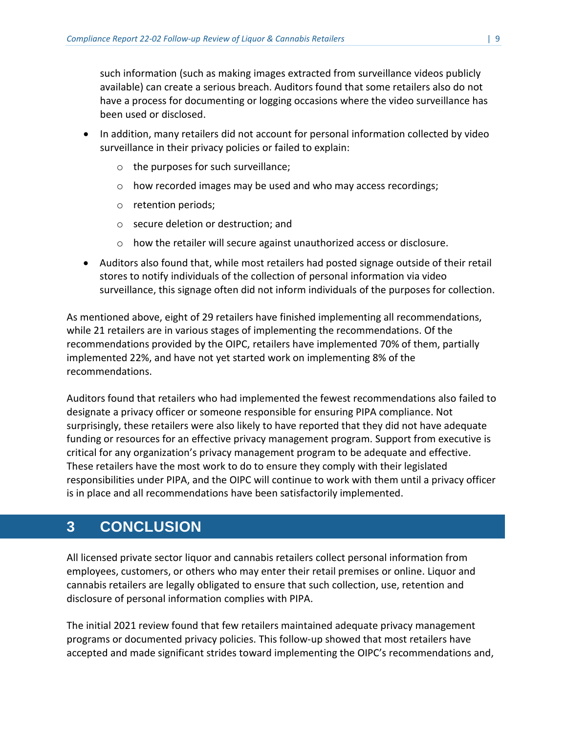such information (such as making images extracted from surveillance videos publicly available) can create a serious breach. Auditors found that some retailers also do not have a process for documenting or logging occasions where the video surveillance has been used or disclosed.

- In addition, many retailers did not account for personal information collected by video surveillance in their privacy policies or failed to explain:
  - the purposes for such surveillance;
  - how recorded images may be used and who may access recordings;
  - retention periods;
  - secure deletion or destruction; and
  - how the retailer will secure against unauthorized access or disclosure.
- Auditors also found that, while most retailers had posted signage outside of their retail stores to notify individuals of the collection of personal information via video surveillance, this signage often did not inform individuals of the purposes for collection.

As mentioned above, eight of 29 retailers have finished implementing all recommendations, while 21 retailers are in various stages of implementing the recommendations. Of the recommendations provided by the OIPC, retailers have implemented 70% of them, partially implemented 22%, and have not yet started work on implementing 8% of the recommendations.

Auditors found that retailers who had implemented the fewest recommendations also failed to designate a privacy officer or someone responsible for ensuring PIPA compliance. Not surprisingly, these retailers were also likely to have reported that they did not have adequate funding or resources for an effective privacy management program. Support from executive is critical for any organization's privacy management program to be adequate and effective. These retailers have the most work to do to ensure they comply with their legislated responsibilities under PIPA, and the OIPC will continue to work with them until a privacy officer is in place and all recommendations have been satisfactorily implemented.

# 3 CONCLUSION

All licensed private sector liquor and cannabis retailers collect personal information from employees, customers, or others who may enter their retail premises or online. Liquor and cannabis retailers are legally obligated to ensure that such collection, use, retention and disclosure of personal information complies with PIPA.

The initial 2021 review found that few retailers maintained adequate privacy management programs or documented privacy policies. This follow-up showed that most retailers have accepted and made significant strides toward implementing the OIPC's recommendations and,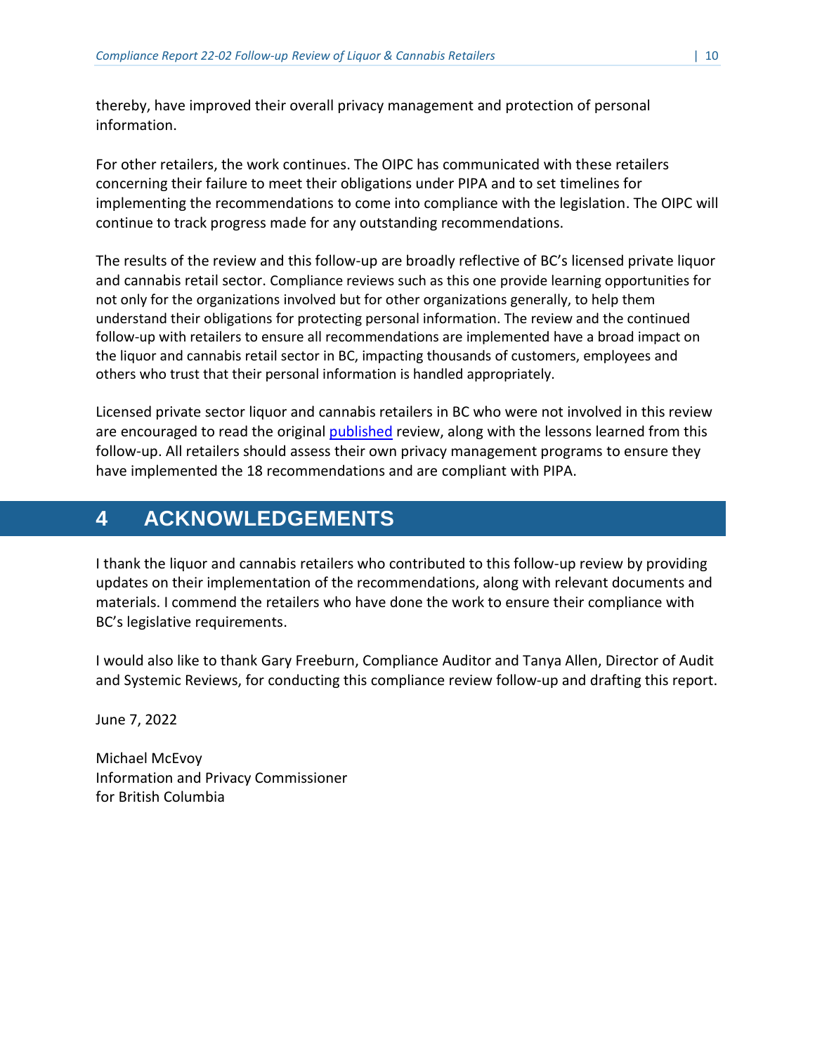thereby, have improved their overall privacy management and protection of personal information.

For other retailers, the work continues. The OIPC has communicated with these retailers concerning their failure to meet their obligations under PIPA and to set timelines for implementing the recommendations to come into compliance with the legislation. The OIPC will continue to track progress made for any outstanding recommendations.

The results of the review and this follow-up are broadly reflective of BC's licensed private liquor and cannabis retail sector. Compliance reviews such as this one provide learning opportunities for not only for the organizations involved but for other organizations generally, to help them understand their obligations for protecting personal information. The review and the continued follow-up with retailers to ensure all recommendations are implemented have a broad impact on the liquor and cannabis retail sector in BC, impacting thousands of customers, employees and others who trust that their personal information is handled appropriately.

Licensed private sector liquor and cannabis retailers in BC who were not involved in this review are encouraged to read the original published review, along with the lessons learned from this follow-up. All retailers should assess their own privacy management programs to ensure they have implemented the 18 recommendations and are compliant with PIPA.

# 4 ACKNOWLEDGEMENTS

I thank the liquor and cannabis retailers who contributed to this follow-up review by providing updates on their implementation of the recommendations, along with relevant documents and materials. I commend the retailers who have done the work to ensure their compliance with BC's legislative requirements.

I would also like to thank Gary Freeburn, Compliance Auditor and Tanya Allen, Director of Audit and Systemic Reviews, for conducting this compliance review follow-up and drafting this report.

June 7, 2022

Michael McEvoy
Information and Privacy Commissioner
for British Columbia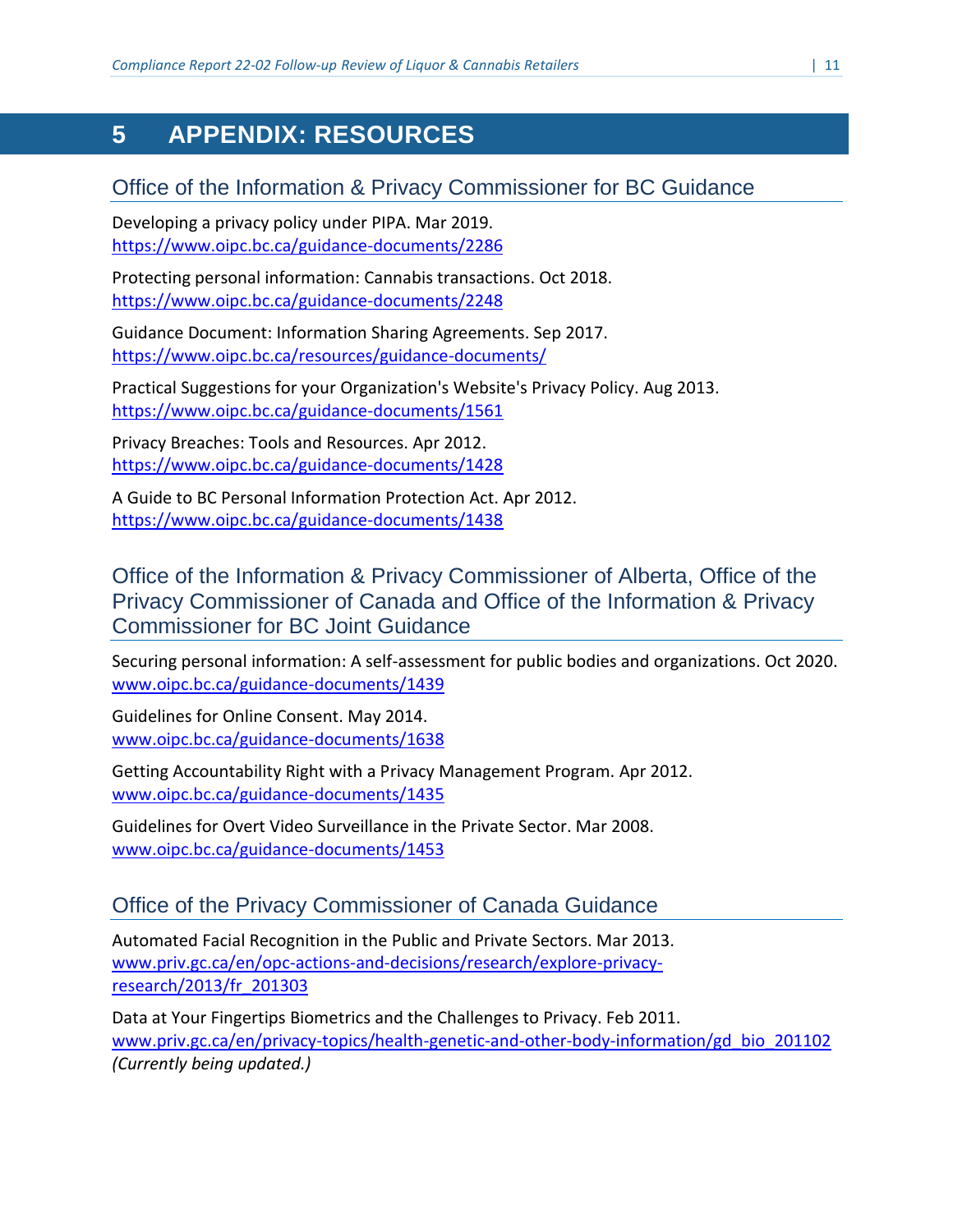# 5 APPENDIX: RESOURCES

## Office of the Information & Privacy Commissioner for BC Guidance

Developing a privacy policy under PIPA. Mar 2019.
https://www.oipc.bc.ca/guidance-documents/2286

Protecting personal information: Cannabis transactions. Oct 2018.
https://www.oipc.bc.ca/guidance-documents/2248

Guidance Document: Information Sharing Agreements. Sep 2017.
https://www.oipc.bc.ca/resources/guidance-documents/

Practical Suggestions for your Organization's Website's Privacy Policy. Aug 2013.
https://www.oipc.bc.ca/guidance-documents/1561

Privacy Breaches: Tools and Resources. Apr 2012.
https://www.oipc.bc.ca/guidance-documents/1428

A Guide to BC Personal Information Protection Act. Apr 2012.
https://www.oipc.bc.ca/guidance-documents/1438

## Office of the Information & Privacy Commissioner of Alberta, Office of the Privacy Commissioner of Canada and Office of the Information & Privacy Commissioner for BC Joint Guidance

Securing personal information: A self-assessment for public bodies and organizations. Oct 2020.
www.oipc.bc.ca/guidance-documents/1439

Guidelines for Online Consent. May 2014.
www.oipc.bc.ca/guidance-documents/1638

Getting Accountability Right with a Privacy Management Program. Apr 2012.
www.oipc.bc.ca/guidance-documents/1435

Guidelines for Overt Video Surveillance in the Private Sector. Mar 2008.
www.oipc.bc.ca/guidance-documents/1453

## Office of the Privacy Commissioner of Canada Guidance

Automated Facial Recognition in the Public and Private Sectors. Mar 2013.
www.priv.gc.ca/en/opc-actions-and-decisions/research/explore-privacy-research/2013/fr_201303

Data at Your Fingertips Biometrics and the Challenges to Privacy. Feb 2011.
www.priv.gc.ca/en/privacy-topics/health-genetic-and-other-body-information/gd_bio_201102
*(Currently being updated.)*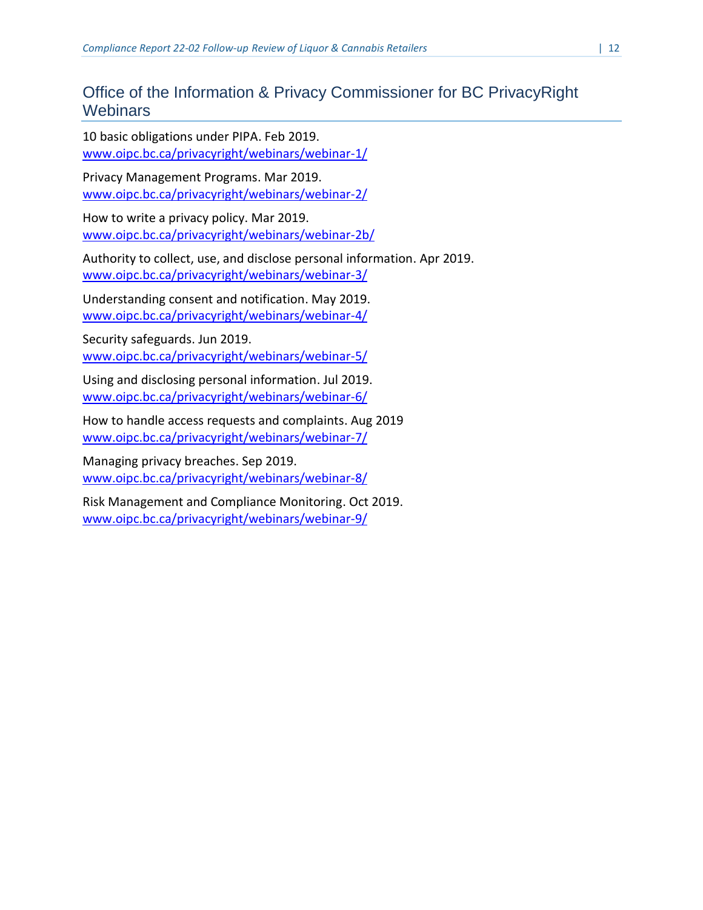## Office of the Information & Privacy Commissioner for BC PrivacyRight Webinars

10 basic obligations under PIPA. Feb 2019.
www.oipc.bc.ca/privacyright/webinars/webinar-1/

Privacy Management Programs. Mar 2019.
www.oipc.bc.ca/privacyright/webinars/webinar-2/

How to write a privacy policy. Mar 2019.
www.oipc.bc.ca/privacyright/webinars/webinar-2b/

Authority to collect, use, and disclose personal information. Apr 2019.
www.oipc.bc.ca/privacyright/webinars/webinar-3/

Understanding consent and notification. May 2019.
www.oipc.bc.ca/privacyright/webinars/webinar-4/

Security safeguards. Jun 2019.
www.oipc.bc.ca/privacyright/webinars/webinar-5/

Using and disclosing personal information. Jul 2019.
www.oipc.bc.ca/privacyright/webinars/webinar-6/

How to handle access requests and complaints. Aug 2019
www.oipc.bc.ca/privacyright/webinars/webinar-7/

Managing privacy breaches. Sep 2019.
www.oipc.bc.ca/privacyright/webinars/webinar-8/

Risk Management and Compliance Monitoring. Oct 2019.
www.oipc.bc.ca/privacyright/webinars/webinar-9/